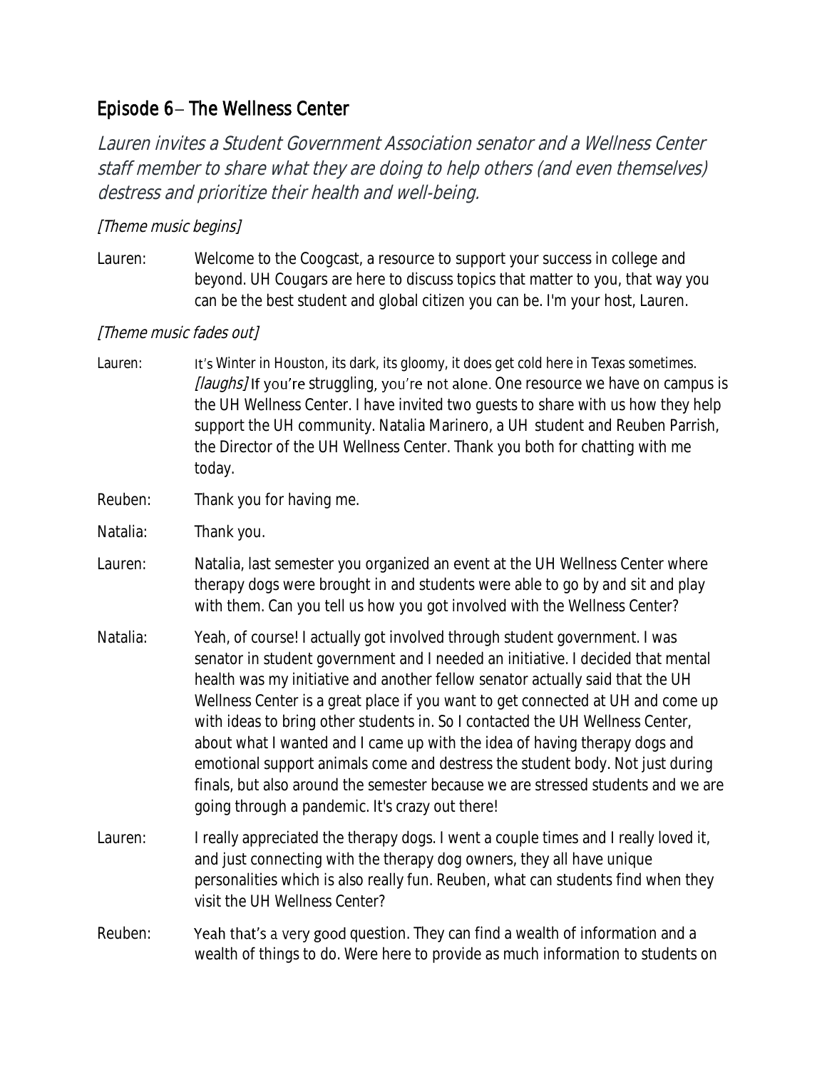## Episode 6 – The Wellness Center

*Lauren invites a Student Government Association senator and a Wellness Center staff member to share what they are doing to help others (and even themselves) destress and prioritize their health and well-being.*

*[Theme music begins]*

Lauren: Welcome to the Coogcast, a resource to support your success in college and beyond. UH Cougars are here to discuss topics that matter to you, that way you can be the best student and global citizen you can be. I'm your host, Lauren.

*[Theme music fades out]*

Lauren: It's Winter in Houston, its dark, its gloomy, it does get cold here in Texas sometimes. *[laughs]* If you're struggling, you're not alone. One resource we have on campus is the UH Wellness Center. I have invited two guests to share with us how they help support the UH community. Natalia Marinero, a UH student and Reuben Parrish, the Director of the UH Wellness Center. Thank you both for chatting with me today.

Reuben: Thank you for having me.

Natalia: Thank you.

Lauren: Natalia, last semester you organized an event at the UH Wellness Center where therapy dogs were brought in and students were able to go by and sit and play with them. Can you tell us how you got involved with the Wellness Center?

Natalia: Yeah, of course! I actually got involved through student government. I was senator in student government and I needed an initiative. I decided that mental health was my initiative and another fellow senator actually said that the UH Wellness Center is a great place if you want to get connected at UH and come up with ideas to bring other students in. So I contacted the UH Wellness Center, about what I wanted and I came up with the idea of having therapy dogs and emotional support animals come and destress the student body. Not just during finals, but also around the semester because we are stressed students and we are going through a pandemic. It's crazy out there!

Lauren: I really appreciated the therapy dogs. I went a couple times and I really loved it, and just connecting with the therapy dog owners, they all have unique personalities which is also really fun. Reuben, what can students find when they visit the UH Wellness Center?

Reuben: Yeah that's a very good question. They can find a wealth of information and a wealth of things to do. Were here to provide as much information to students on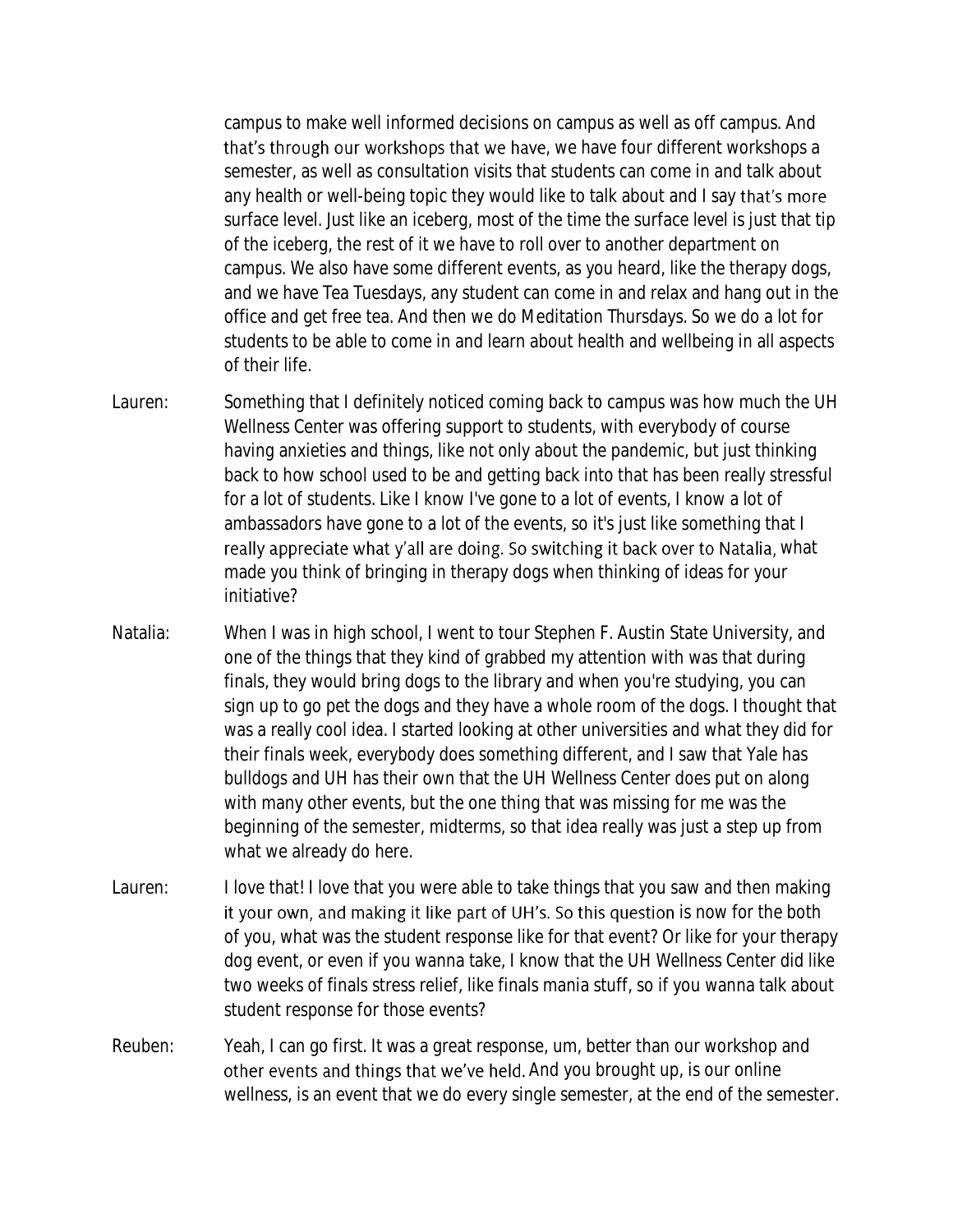campus to make well informed decisions on campus as well as off campus. And that's through our workshops that we have, we have four different workshops a semester, as well as consultation visits that students can come in and talk about any health or well-being topic they would like to talk about and I say that's more surface level. Just like an iceberg, most of the time the surface level is just that tip of the iceberg, the rest of it we have to roll over to another department on campus. We also have some different events, as you heard, like the therapy dogs, and we have Tea Tuesdays, any student can come in and relax and hang out in the office and get free tea. And then we do Meditation Thursdays. So we do a lot for students to be able to come in and learn about health and wellbeing in all aspects of their life.

Lauren: Something that I definitely noticed coming back to campus was how much the UH Wellness Center was offering support to students, with everybody of course having anxieties and things, like not only about the pandemic, but just thinking back to how school used to be and getting back into that has been really stressful for a lot of students. Like I know I've gone to a lot of events, I know a lot of ambassadors have gone to a lot of the events, so it's just like something that I really appreciate what y'all are doing. So switching it back over to Natalia, what made you think of bringing in therapy dogs when thinking of ideas for your initiative?

Natalia: When I was in high school, I went to tour Stephen F. Austin State University, and one of the things that they kind of grabbed my attention with was that during finals, they would bring dogs to the library and when you're studying, you can sign up to go pet the dogs and they have a whole room of the dogs. I thought that was a really cool idea. I started looking at other universities and what they did for their finals week, everybody does something different, and I saw that Yale has bulldogs and UH has their own that the UH Wellness Center does put on along with many other events, but the one thing that was missing for me was the beginning of the semester, midterms, so that idea really was just a step up from what we already do here.

Lauren: I love that! I love that you were able to take things that you saw and then making it your own, and making it like part of UH's. So this question is now for the both of you, what was the student response like for that event? Or like for your therapy dog event, or even if you wanna take, I know that the UH Wellness Center did like two weeks of finals stress relief, like finals mania stuff, so if you wanna talk about student response for those events?

Reuben: Yeah, I can go first. It was a great response, um, better than our workshop and other events and things that we've held. And you brought up, is our online wellness, is an event that we do every single semester, at the end of the semester.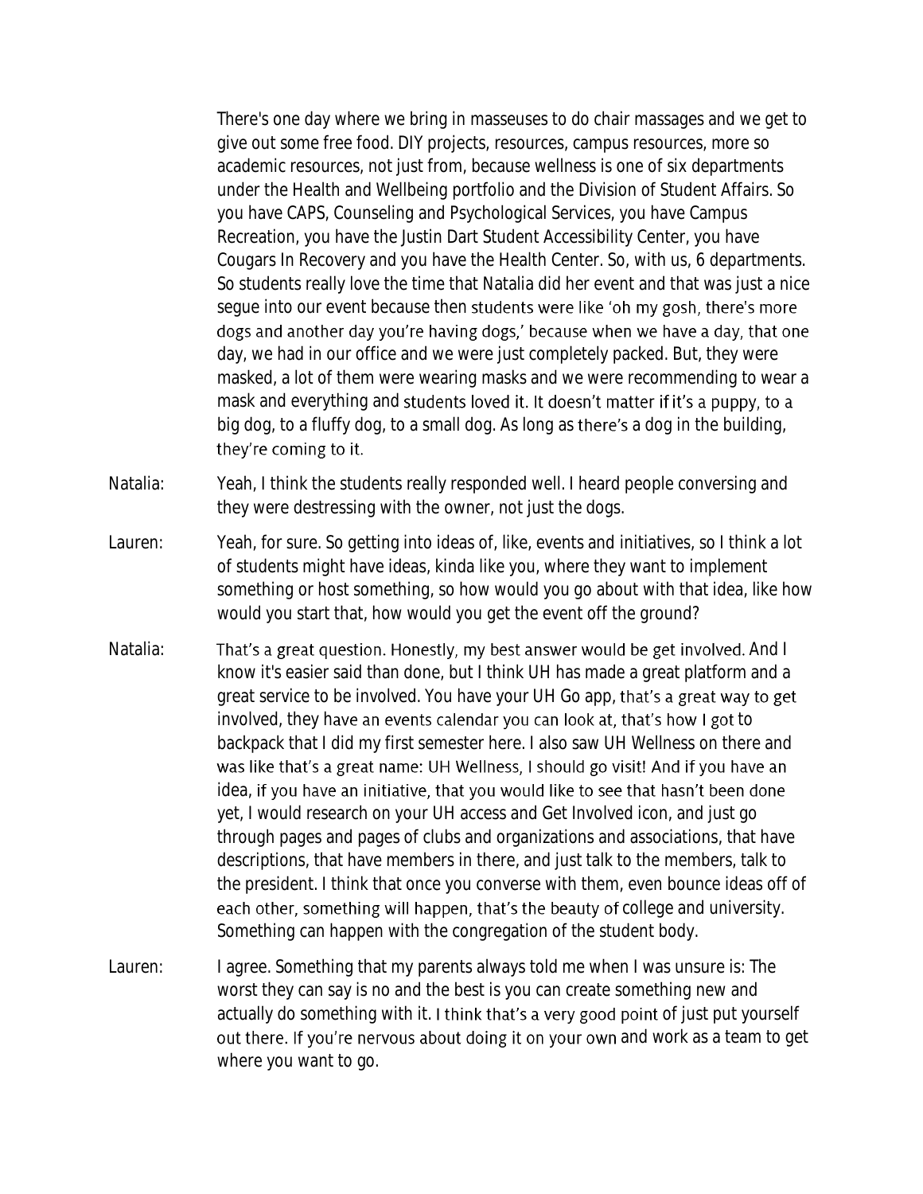There's one day where we bring in masseuses to do chair massages and we get to give out some free food. DIY projects, resources, campus resources, more so academic resources, not just from, because wellness is one of six departments under the Health and Wellbeing portfolio and the Division of Student Affairs. So you have CAPS, Counseling and Psychological Services, you have Campus Recreation, you have the Justin Dart Student Accessibility Center, you have Cougars In Recovery and you have the Health Center. So, with us, 6 departments. So students really love the time that Natalia did her event and that was just a nice segue into our event because then students were like 'oh my gosh, there's more dogs and another day you're having dogs,' because when we have a day, that one day, we had in our office and we were just completely packed. But, they were masked, a lot of them were wearing masks and we were recommending to wear a mask and everything and students loved it. It doesn't matter if it's a puppy, to a big dog, to a fluffy dog, to a small dog. As long as there's a dog in the building, they're coming to it.

Natalia: Yeah, I think the students really responded well. I heard people conversing and they were destressing with the owner, not just the dogs.

Lauren: Yeah, for sure. So getting into ideas of, like, events and initiatives, so I think a lot of students might have ideas, kinda like you, where they want to implement something or host something, so how would you go about with that idea, like how would you start that, how would you get the event off the ground?

Natalia: That's a great question. Honestly, my best answer would be get involved. And I know it's easier said than done, but I think UH has made a great platform and a great service to be involved. You have your UH Go app, that's a great way to get involved, they have an events calendar you can look at, that's how I got to backpack that I did my first semester here. I also saw UH Wellness on there and was like that's a great name: UH Wellness, I should go visit! And if you have an idea, if you have an initiative, that you would like to see that hasn't been done yet, I would research on your UH access and Get Involved icon, and just go through pages and pages of clubs and organizations and associations, that have descriptions, that have members in there, and just talk to the members, talk to the president. I think that once you converse with them, even bounce ideas off of each other, something will happen, that's the beauty of college and university. Something can happen with the congregation of the student body.

Lauren: I agree. Something that my parents always told me when I was unsure is: The worst they can say is no and the best is you can create something new and actually do something with it. I think that's a very good point of just put yourself out there. If you're nervous about doing it on your own and work as a team to get where you want to go.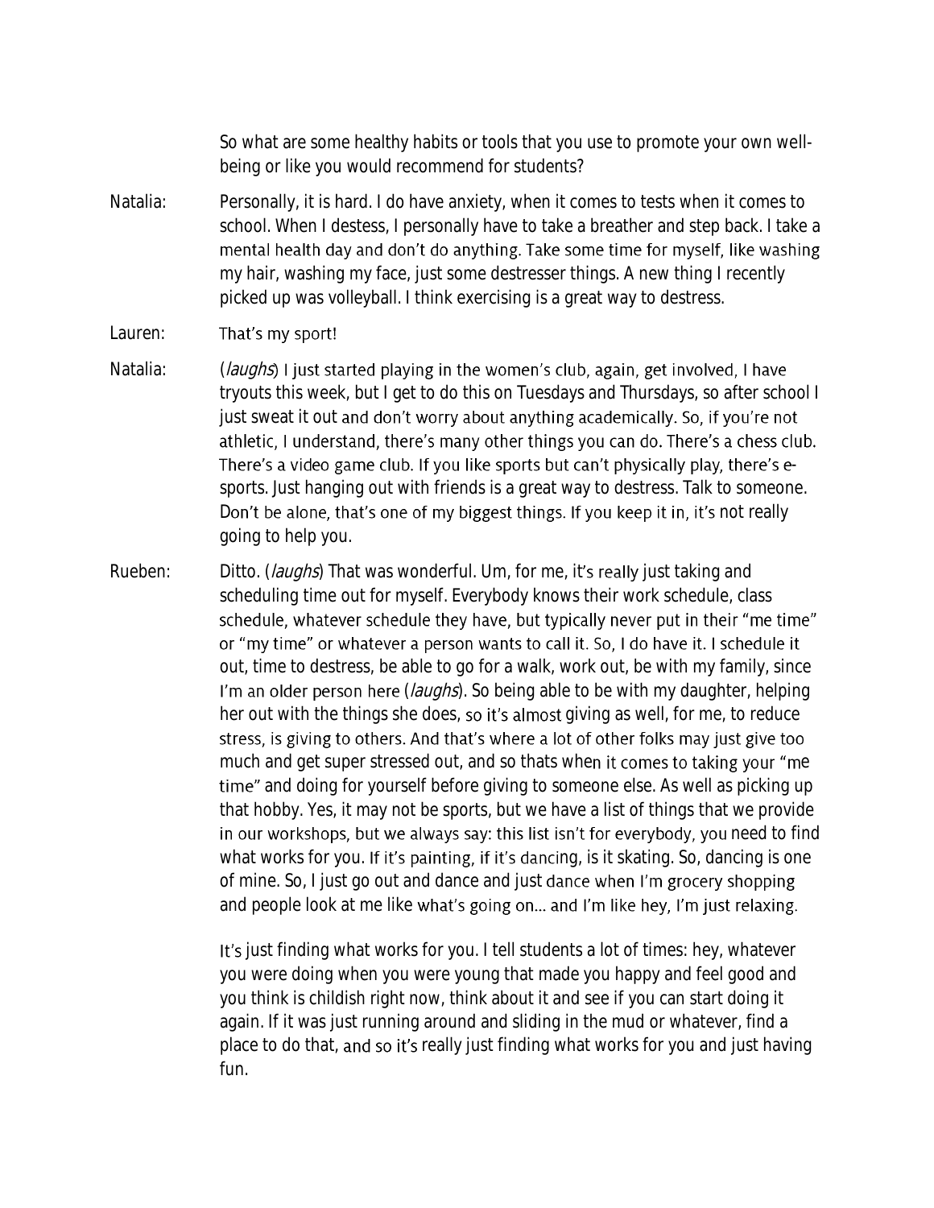So what are some healthy habits or tools that you use to promote your own well-being or like you would recommend for students?

Natalia: Personally, it is hard. I do have anxiety, when it comes to tests when it comes to school. When I destess, I personally have to take a breather and step back. I take a mental health day and don't do anything. Take some time for myself, like washing my hair, washing my face, just some destresser things. A new thing I recently picked up was volleyball. I think exercising is a great way to destress.

Lauren: That's my sport!

Natalia: (*laughs*) I just started playing in the women's club, again, get involved, I have tryouts this week, but I get to do this on Tuesdays and Thursdays, so after school I just sweat it out and don't worry about anything academically. So, if you're not athletic, I understand, there's many other things you can do. There's a chess club. There's a video game club. If you like sports but can't physically play, there's e-sports. Just hanging out with friends is a great way to destress. Talk to someone. Don't be alone, that's one of my biggest things. If you keep it in, it's not really going to help you.

Rueben: Ditto. (*laughs*) That was wonderful. Um, for me, it's really just taking and scheduling time out for myself. Everybody knows their work schedule, class schedule, whatever schedule they have, but typically never put in their "me time" or "my time" or whatever a person wants to call it. So, I do have it. I schedule it out, time to destress, be able to go for a walk, work out, be with my family, since I'm an older person here (*laughs*). So being able to be with my daughter, helping her out with the things she does, so it's almost giving as well, for me, to reduce stress, is giving to others. And that's where a lot of other folks may just give too much and get super stressed out, and so thats when it comes to taking your "me time" and doing for yourself before giving to someone else. As well as picking up that hobby. Yes, it may not be sports, but we have a list of things that we provide in our workshops, but we always say: this list isn't for everybody, you need to find what works for you. If it's painting, if it's dancing, is it skating. So, dancing is one of mine. So, I just go out and dance and just dance when I'm grocery shopping and people look at me like what's going on... and I'm like hey, I'm just relaxing.

It's just finding what works for you. I tell students a lot of times: hey, whatever you were doing when you were young that made you happy and feel good and you think is childish right now, think about it and see if you can start doing it again. If it was just running around and sliding in the mud or whatever, find a place to do that, and so it's really just finding what works for you and just having fun.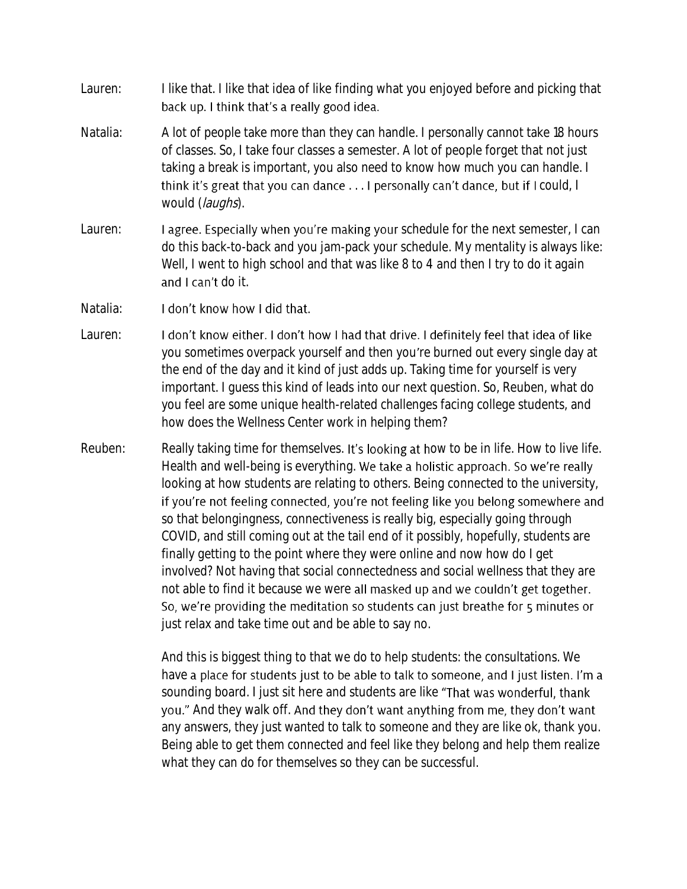Lauren: I like that. I like that idea of like finding what you enjoyed before and picking that back up. I think that's a really good idea.

Natalia: A lot of people take more than they can handle. I personally cannot take 18 hours of classes. So, I take four classes a semester. A lot of people forget that not just taking a break is important, you also need to know how much you can handle. I think it's great that you can dance . . . I personally can't dance, but if I could, I would (*laughs*).

Lauren: I agree. Especially when you're making your schedule for the next semester, I can do this back-to-back and you jam-pack your schedule. My mentality is always like: Well, I went to high school and that was like 8 to 4 and then I try to do it again and I can't do it.

Natalia: I don't know how I did that.

Lauren: I don't know either. I don't how I had that drive. I definitely feel that idea of like you sometimes overpack yourself and then you're burned out every single day at the end of the day and it kind of just adds up. Taking time for yourself is very important. I guess this kind of leads into our next question. So, Reuben, what do you feel are some unique health-related challenges facing college students, and how does the Wellness Center work in helping them?

Reuben: Really taking time for themselves. It's looking at how to be in life. How to live life. Health and well-being is everything. We take a holistic approach. So we're really looking at how students are relating to others. Being connected to the university, if you're not feeling connected, you're not feeling like you belong somewhere and so that belongingness, connectiveness is really big, especially going through COVID, and still coming out at the tail end of it possibly, hopefully, students are finally getting to the point where they were online and now how do I get involved? Not having that social connectedness and social wellness that they are not able to find it because we were all masked up and we couldn't get together. So, we're providing the meditation so students can just breathe for 5 minutes or just relax and take time out and be able to say no.

And this is biggest thing to that we do to help students: the consultations. We have a place for students just to be able to talk to someone, and I just listen. I'm a sounding board. I just sit here and students are like "That was wonderful, thank you." And they walk off. And they don't want anything from me, they don't want any answers, they just wanted to talk to someone and they are like ok, thank you. Being able to get them connected and feel like they belong and help them realize what they can do for themselves so they can be successful.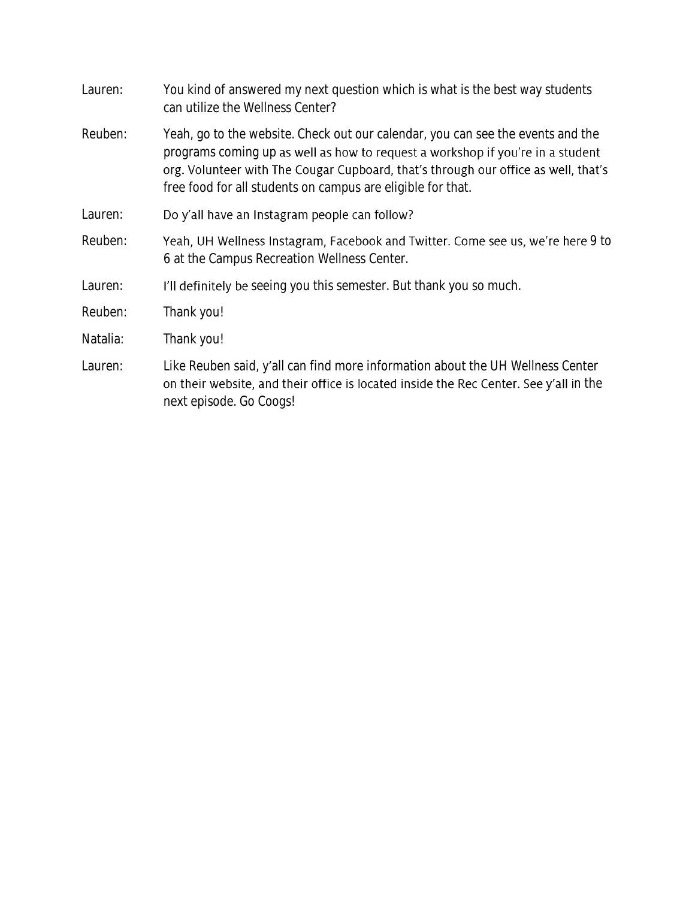Lauren: You kind of answered my next question which is what is the best way students can utilize the Wellness Center?

Reuben: Yeah, go to the website. Check out our calendar, you can see the events and the programs coming up as well as how to request a workshop if you're in a student org. Volunteer with The Cougar Cupboard, that's through our office as well, that's free food for all students on campus are eligible for that.

Lauren: Do y'all have an Instagram people can follow?

Reuben: Yeah, UH Wellness Instagram, Facebook and Twitter. Come see us, we're here 9 to 6 at the Campus Recreation Wellness Center.

Lauren: I'll definitely be seeing you this semester. But thank you so much.

Reuben: Thank you!

Natalia: Thank you!

Lauren: Like Reuben said, y'all can find more information about the UH Wellness Center on their website, and their office is located inside the Rec Center. See y'all in the next episode. Go Coogs!